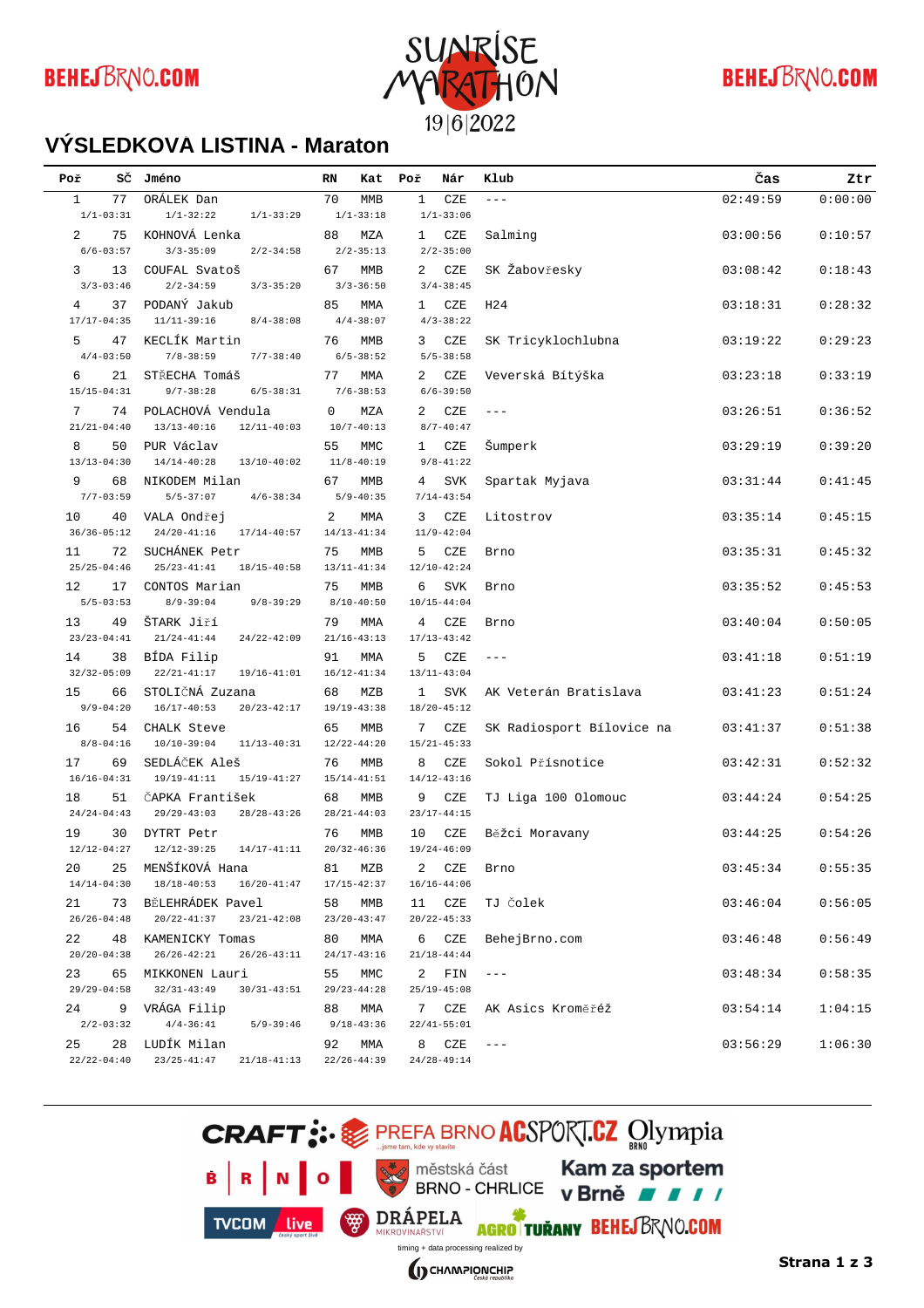# VÝSLEDKOVA LISTINA - Maraton

| Poř | SČ | Jméno | RN | Kat | Poř | Nár | Klub | Čas | Ztr |
|---|---|---|---|---|---|---|---|---|---|
| 1 | 77 | ORÁLEK Dan | 70 | MMB | 1 | CZE | --- | 02:49:59 | 0:00:00 |
| 1/1-03:31 | | 1/1-32:22 1/1-33:29 | 1/1-33:18 | | 1/1-33:06 | | | | |
| 2 | 75 | KOHNOVÁ Lenka | 88 | MZA | 1 | CZE | Salming | 03:00:56 | 0:10:57 |
| 6/6-03:57 | | 3/3-35:09 2/2-34:58 | 2/2-35:13 | | 2/2-35:00 | | | | |
| 3 | 13 | COUFAL Svatoš | 67 | MMB | 2 | CZE | SK Žabovřesky | 03:08:42 | 0:18:43 |
| 3/3-03:46 | | 2/2-34:59 3/3-35:20 | 3/3-36:50 | | 3/4-38:45 | | | | |
| 4 | 37 | PODANÝ Jakub | 85 | MMA | 1 | CZE | H24 | 03:18:31 | 0:28:32 |
| 17/17-04:35 | | 11/11-39:16 8/4-38:08 | 4/4-38:07 | | 4/3-38:22 | | | | |
| 5 | 47 | KECLÍK Martin | 76 | MMB | 3 | CZE | SK Tricyklochlubna | 03:19:22 | 0:29:23 |
| 4/4-03:50 | | 7/8-38:59 7/7-38:40 | 6/5-38:52 | | 5/5-38:58 | | | | |
| 6 | 21 | STŘECHA Tomáš | 77 | MMA | 2 | CZE | Veverská Bítýška | 03:23:18 | 0:33:19 |
| 15/15-04:31 | | 9/7-38:28 6/5-38:31 | 7/6-38:53 | | 6/6-39:50 | | | | |
| 7 | 74 | POLACHOVÁ Vendula | 0 | MZA | 2 | CZE | --- | 03:26:51 | 0:36:52 |
| 21/21-04:40 | | 13/13-40:16 12/11-40:03 | 10/7-40:13 | | 8/7-40:47 | | | | |
| 8 | 50 | PUR Václav | 55 | MMC | 1 | CZE | Šumperk | 03:29:19 | 0:39:20 |
| 13/13-04:30 | | 14/14-40:28 13/10-40:02 | 11/8-40:19 | | 9/8-41:22 | | | | |
| 9 | 68 | NIKODEM Milan | 67 | MMB | 4 | SVK | Spartak Myjava | 03:31:44 | 0:41:45 |
| 7/7-03:59 | | 5/5-37:07 4/6-38:34 | 5/9-40:35 | | 7/14-43:54 | | | | |
| 10 | 40 | VALA Ondřej | 2 | MMA | 3 | CZE | Litostrov | 03:35:14 | 0:45:15 |
| 36/36-05:12 | | 24/20-41:16 17/14-40:57 | 14/13-41:34 | | 11/9-42:04 | | | | |
| 11 | 72 | SUCHÁNEK Petr | 75 | MMB | 5 | CZE | Brno | 03:35:31 | 0:45:32 |
| 25/25-04:46 | | 25/23-41:41 18/15-40:58 | 13/11-41:34 | | 12/10-42:24 | | | | |
| 12 | 17 | CONTOS Marian | 75 | MMB | 6 | SVK | Brno | 03:35:52 | 0:45:53 |
| 5/5-03:53 | | 8/9-39:04 9/8-39:29 | 8/10-40:50 | | 10/15-44:04 | | | | |
| 13 | 49 | ŠTARK Jiří | 79 | MMA | 4 | CZE | Brno | 03:40:04 | 0:50:05 |
| 23/23-04:41 | | 21/24-41:44 24/22-42:09 | 21/16-43:13 | | 17/13-43:42 | | | | |
| 14 | 38 | BÍDA Filip | 91 | MMA | 5 | CZE | --- | 03:41:18 | 0:51:19 |
| 32/32-05:09 | | 22/21-41:17 19/16-41:01 | 16/12-41:34 | | 13/11-43:04 | | | | |
| 15 | 66 | STOLIČNÁ Zuzana | 68 | MZB | 1 | SVK | AK Veterán Bratislava | 03:41:23 | 0:51:24 |
| 9/9-04:20 | | 16/17-40:53 20/23-42:17 | 19/19-43:38 | | 18/20-45:12 | | | | |
| 16 | 54 | CHALK Steve | 65 | MMB | 7 | CZE | SK Radiosport Bílovice na | 03:41:37 | 0:51:38 |
| 8/8-04:16 | | 10/10-39:04 11/13-40:31 | 12/22-44:20 | | 15/21-45:33 | | | | |
| 17 | 69 | SEDLÁČEK Aleš | 76 | MMB | 8 | CZE | Sokol Přísnotice | 03:42:31 | 0:52:32 |
| 16/16-04:31 | | 19/19-41:11 15/19-41:27 | 15/14-41:51 | | 14/12-43:16 | | | | |
| 18 | 51 | ČAPKA František | 68 | MMB | 9 | CZE | TJ Liga 100 Olomouc | 03:44:24 | 0:54:25 |
| 24/24-04:43 | | 29/29-43:03 28/28-43:26 | 28/21-44:03 | | 23/17-44:15 | | | | |
| 19 | 30 | DYTRT Petr | 76 | MMB | 10 | CZE | Běžci Moravany | 03:44:25 | 0:54:26 |
| 12/12-04:27 | | 12/12-39:25 14/17-41:11 | 20/32-46:36 | | 19/24-46:09 | | | | |
| 20 | 25 | MENŠÍKOVÁ Hana | 81 | MZB | 2 | CZE | Brno | 03:45:34 | 0:55:35 |
| 14/14-04:30 | | 18/18-40:53 16/20-41:47 | 17/15-42:37 | | 16/16-44:06 | | | | |
| 21 | 73 | BĚLEHRÁDEK Pavel | 58 | MMB | 11 | CZE | TJ Čolek | 03:46:04 | 0:56:05 |
| 26/26-04:48 | | 20/22-41:37 23/21-42:08 | 23/20-43:47 | | 20/22-45:33 | | | | |
| 22 | 48 | KAMENICKY Tomas | 80 | MMA | 6 | CZE | BehejBrno.com | 03:46:48 | 0:56:49 |
| 20/20-04:38 | | 26/26-42:21 26/26-43:11 | 24/17-43:16 | | 21/18-44:44 | | | | |
| 23 | 65 | MIKKONEN Lauri | 55 | MMC | 2 | FIN | --- | 03:48:34 | 0:58:35 |
| 29/29-04:58 | | 32/31-43:49 30/31-43:51 | 29/23-44:28 | | 25/19-45:08 | | | | |
| 24 | 9 | VRÁGA Filip | 88 | MMA | 7 | CZE | AK Asics Kroměříž | 03:54:14 | 1:04:15 |
| 2/2-03:32 | | 4/4-36:41 5/9-39:46 | 9/18-43:36 | | 22/41-55:01 | | | | |
| 25 | 28 | LUDÍK Milan | 92 | MMA | 8 | CZE | --- | 03:56:29 | 1:06:30 |
| 22/22-04:40 | | 23/25-41:47 21/18-41:13 | 22/26-44:39 | | 24/28-49:14 | | | | |

timing + data processing realized by CHAMPIONCHIP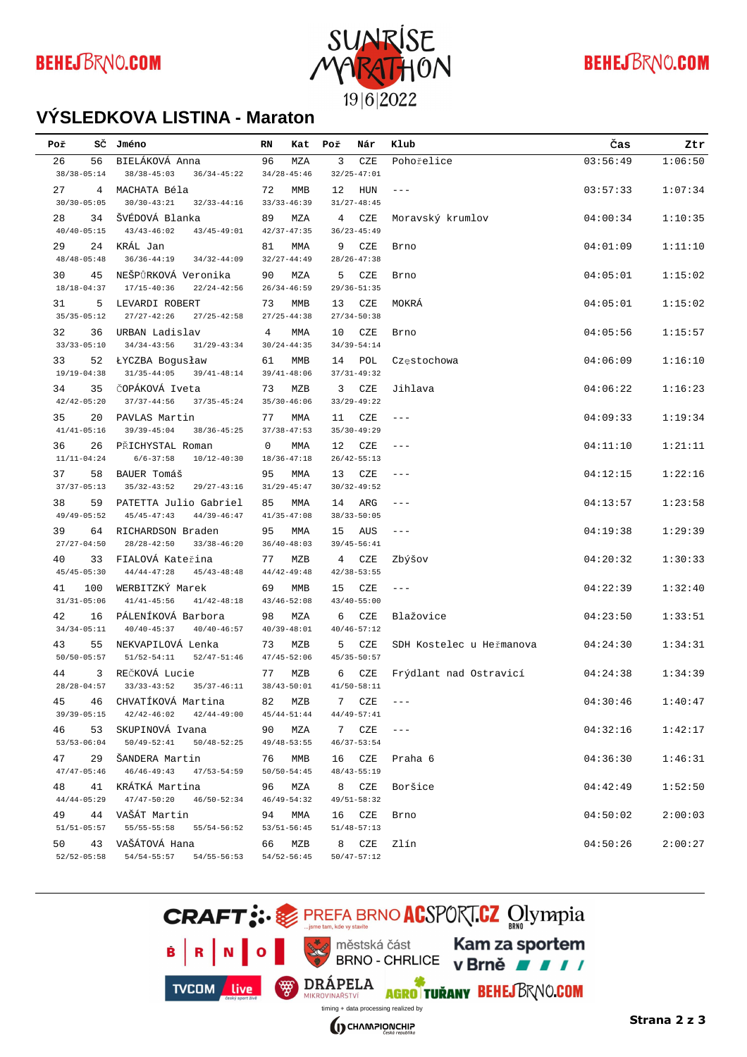## VÝSLEDKOVA LISTINA - Maraton

| Poř | SČ | Jméno | RN | Kat | Poř | Nár | Klub | Čas | Ztr |
|---|---|---|---|---|---|---|---|---|---|
| 26 | 56 | BIELÁKOVÁ Anna | 96 | MZA | 3 | CZE | Pohořelice | 03:56:49 | 1:06:50 |
| 38/38-05:14 | | 38/38-45:03 36/34-45:22 | 34/28-45:46 | | 32/25-47:01 | | | | |
| 27 | 4 | MACHATA Béla | 72 | MMB | 12 | HUN | --- | 03:57:33 | 1:07:34 |
| 30/30-05:05 | | 30/30-43:21 32/33-44:16 | 33/33-46:39 | | 31/27-48:45 | | | | |
| 28 | 34 | ŠVÉDOVÁ Blanka | 89 | MZA | 4 | CZE | Moravský krumlov | 04:00:34 | 1:10:35 |
| 40/40-05:15 | | 43/43-46:02 43/45-49:01 | 42/37-47:35 | | 36/23-45:49 | | | | |
| 29 | 24 | KRÁL Jan | 81 | MMA | 9 | CZE | Brno | 04:01:09 | 1:11:10 |
| 48/48-05:48 | | 36/36-44:19 34/32-44:09 | 32/27-44:49 | | 28/26-47:38 | | | | |
| 30 | 45 | NEŠPŮRKOVÁ Veronika | 90 | MZA | 5 | CZE | Brno | 04:05:01 | 1:15:02 |
| 18/18-04:37 | | 17/15-40:36 22/24-42:56 | 26/34-46:59 | | 29/36-51:35 | | | | |
| 31 | 5 | LEVARDI ROBERT | 73 | MMB | 13 | CZE | MOKRÁ | 04:05:01 | 1:15:02 |
| 35/35-05:12 | | 27/27-42:26 27/25-42:58 | 27/25-44:38 | | 27/34-50:38 | | | | |
| 32 | 36 | URBAN Ladislav | 4 | MMA | 10 | CZE | Brno | 04:05:56 | 1:15:57 |
| 33/33-05:10 | | 34/34-43:56 31/29-43:34 | 30/24-44:35 | | 34/39-54:14 | | | | |
| 33 | 52 | ŁYCZBA Bogusław | 61 | MMB | 14 | POL | Częstochowa | 04:06:09 | 1:16:10 |
| 19/19-04:38 | | 31/35-44:05 39/41-48:14 | 39/41-48:06 | | 37/31-49:32 | | | | |
| 34 | 35 | ČOPÁKOVÁ Iveta | 73 | MZB | 3 | CZE | Jihlava | 04:06:22 | 1:16:23 |
| 42/42-05:20 | | 37/37-44:56 37/35-45:24 | 35/30-46:06 | | 33/29-49:22 | | | | |
| 35 | 20 | PAVLAS Martin | 77 | MMA | 11 | CZE | --- | 04:09:33 | 1:19:34 |
| 41/41-05:16 | | 39/39-45:04 38/36-45:25 | 37/38-47:53 | | 35/30-49:29 | | | | |
| 36 | 26 | PŘICHYSTAL Roman | 0 | MMA | 12 | CZE | --- | 04:11:10 | 1:21:11 |
| 11/11-04:24 | | 6/6-37:58 10/12-40:30 | 18/36-47:18 | | 26/42-55:13 | | | | |
| 37 | 58 | BAUER Tomáš | 95 | MMA | 13 | CZE | --- | 04:12:15 | 1:22:16 |
| 37/37-05:13 | | 35/32-43:52 29/27-43:16 | 31/29-45:47 | | 30/32-49:52 | | | | |
| 38 | 59 | PATETTA Julio Gabriel | 85 | MMA | 14 | ARG | --- | 04:13:57 | 1:23:58 |
| 49/49-05:52 | | 45/45-47:43 44/39-46:47 | 41/35-47:08 | | 38/33-50:05 | | | | |
| 39 | 64 | RICHARDSON Braden | 95 | MMA | 15 | AUS | --- | 04:19:38 | 1:29:39 |
| 27/27-04:50 | | 28/28-42:50 33/38-46:20 | 36/40-48:03 | | 39/45-56:41 | | | | |
| 40 | 33 | FIALOVÁ Kateřina | 77 | MZB | 4 | CZE | Zbýšov | 04:20:32 | 1:30:33 |
| 45/45-05:30 | | 44/44-47:28 45/43-48:48 | 44/42-49:48 | | 42/38-53:55 | | | | |
| 41 | 100 | WERBITZKÝ Marek | 69 | MMB | 15 | CZE | --- | 04:22:39 | 1:32:40 |
| 31/31-05:06 | | 41/41-45:56 41/42-48:18 | 43/46-52:08 | | 43/40-55:00 | | | | |
| 42 | 16 | PÁLENÍKOVÁ Barbora | 98 | MZA | 6 | CZE | Blažovice | 04:23:50 | 1:33:51 |
| 34/34-05:11 | | 40/40-45:37 40/40-46:57 | 40/39-48:01 | | 40/46-57:12 | | | | |
| 43 | 55 | NEKVAPILOVÁ Lenka | 73 | MZB | 5 | CZE | SDH Kostelec u Heřmanova | 04:24:30 | 1:34:31 |
| 50/50-05:57 | | 51/52-54:11 52/47-51:46 | 47/45-52:06 | | 45/35-50:57 | | | | |
| 44 | 3 | REČKOVÁ Lucie | 77 | MZB | 6 | CZE | Frýdlant nad Ostravicí | 04:24:38 | 1:34:39 |
| 28/28-04:57 | | 33/33-43:52 35/37-46:11 | 38/43-50:01 | | 41/50-58:11 | | | | |
| 45 | 46 | CHVATÍKOVÁ Martina | 82 | MZB | 7 | CZE | --- | 04:30:46 | 1:40:47 |
| 39/39-05:15 | | 42/42-46:02 42/44-49:00 | 45/44-51:44 | | 44/49-57:41 | | | | |
| 46 | 53 | SKUPINOVÁ Ivana | 90 | MZA | 7 | CZE | --- | 04:32:16 | 1:42:17 |
| 53/53-06:04 | | 50/49-52:41 50/48-52:25 | 49/48-53:55 | | 46/37-53:54 | | | | |
| 47 | 29 | ŠANDERA Martin | 76 | MMB | 16 | CZE | Praha 6 | 04:36:30 | 1:46:31 |
| 47/47-05:46 | | 46/46-49:43 47/53-54:59 | 50/50-54:45 | | 48/43-55:19 | | | | |
| 48 | 41 | KRÁTKÁ Martina | 96 | MZA | 8 | CZE | Boršice | 04:42:49 | 1:52:50 |
| 44/44-05:29 | | 47/47-50:20 46/50-52:34 | 46/49-54:32 | | 49/51-58:32 | | | | |
| 49 | 44 | VAŠÁT Martin | 94 | MMA | 16 | CZE | Brno | 04:50:02 | 2:00:03 |
| 51/51-05:57 | | 55/55-55:58 55/54-56:52 | 53/51-56:45 | | 51/48-57:13 | | | | |
| 50 | 43 | VAŠÁTOVÁ Hana | 66 | MZB | 8 | CZE | Zlín | 04:50:26 | 2:00:27 |
| 52/52-05:58 | | 54/54-55:57 54/55-56:53 | 54/52-56:45 | | 50/47-57:12 | | | | |

timing + data processing realized by CHAMPIONCHIP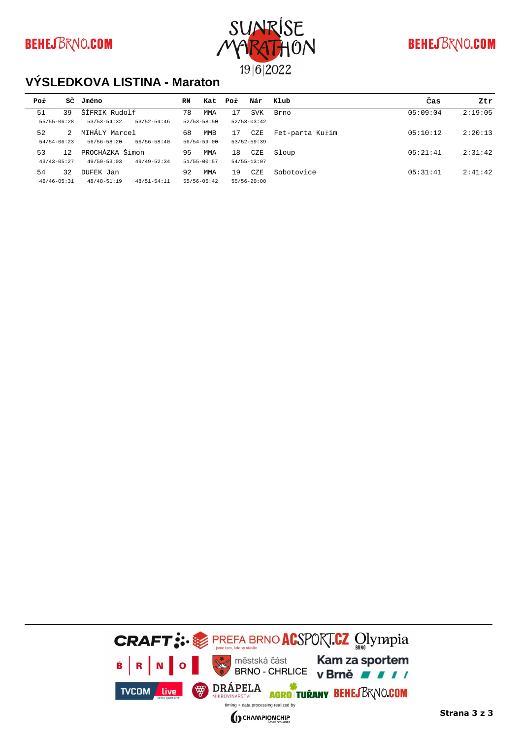## VÝSLEDKOVA LISTINA - Maraton

| Poř | SČ | Jméno | | | RN | Kat | Poř | Nár | Klub | Čas | Ztr |
|---|---|---|---|---|---|---|---|---|---|---|---|
| 51 | 39 | ŠÍFRIK Rudolf | | | 78 | MMA | 17 | SVK | Brno | 05:09:04 | 2:19:05 |
| 55/55-06:28 | | 53/53-54:32 | 53/52-54:46 | | 52/53-58:50 | | 52/53-03:42 | | | | |
| 52 | 2 | MIHÁLY Marcel | | | 68 | MMB | 17 | CZE | Fet-parta Kuřim | 05:10:12 | 2:20:13 |
| 54/54-06:23 | | 56/56-58:20 | 56/56-58:40 | | 56/54-59:00 | | 53/52-59:39 | | | | |
| 53 | 12 | PROCHÁZKA Šimon | | | 95 | MMA | 18 | CZE | Sloup | 05:21:41 | 2:31:42 |
| 43/43-05:27 | | 49/50-53:03 | 49/49-52:34 | | 51/55-00:57 | | 54/55-13:07 | | | | |
| 54 | 32 | DUFEK Jan | | | 92 | MMA | 19 | CZE | Sobotovice | 05:31:41 | 2:41:42 |
| 46/46-05:31 | | 48/48-51:19 | 48/51-54:11 | | 55/56-05:42 | | 55/56-20:00 | | | | |

timing + data processing realized by CHAMPIONCHIP Česká republika